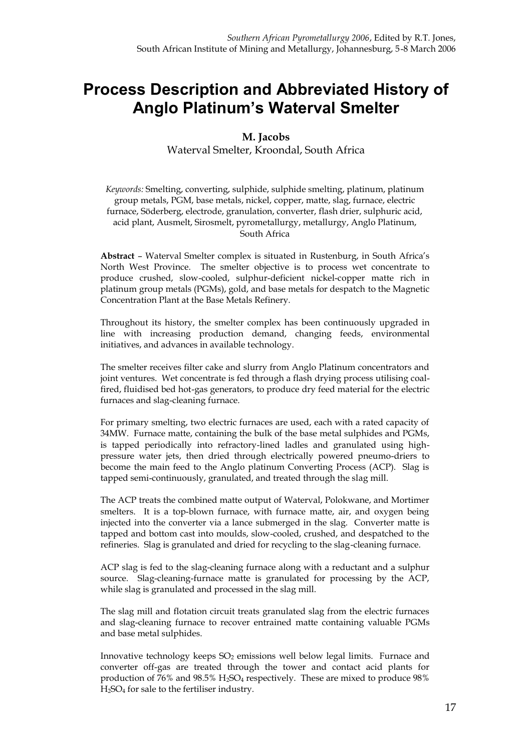*Southern African Pyrometallurgy 2006*, Edited by R.T. Jones, South African Institute of Mining and Metallurgy, Johannesburg, 5-8 March 2006

# Process Description and Abbreviated History of Anglo Platinum's Waterval Smelter

**M. Jacobs**

Waterval Smelter, Kroondal, South Africa

*Keywords:* Smelting, converting, sulphide, sulphide smelting, platinum, platinum group metals, PGM, base metals, nickel, copper, matte, slag, furnace, electric furnace, Söderberg, electrode, granulation, converter, flash drier, sulphuric acid, acid plant, Ausmelt, Sirosmelt, pyrometallurgy, metallurgy, Anglo Platinum, South Africa

**Abstract** – Waterval Smelter complex is situated in Rustenburg, in South Africa's North West Province. The smelter objective is to process wet concentrate to produce crushed, slow-cooled, sulphur-deficient nickel-copper matte rich in platinum group metals (PGMs), gold, and base metals for despatch to the Magnetic Concentration Plant at the Base Metals Refinery.

Throughout its history, the smelter complex has been continuously upgraded in line with increasing production demand, changing feeds, environmental initiatives, and advances in available technology.

The smelter receives filter cake and slurry from Anglo Platinum concentrators and joint ventures. Wet concentrate is fed through a flash drying process utilising coal-fired, fluidised bed hot-gas generators, to produce dry feed material for the electric furnaces and slag-cleaning furnace.

For primary smelting, two electric furnaces are used, each with a rated capacity of 34MW. Furnace matte, containing the bulk of the base metal sulphides and PGMs, is tapped periodically into refractory-lined ladles and granulated using high-pressure water jets, then dried through electrically powered pneumo-driers to become the main feed to the Anglo platinum Converting Process (ACP). Slag is tapped semi-continuously, granulated, and treated through the slag mill.

The ACP treats the combined matte output of Waterval, Polokwane, and Mortimer smelters. It is a top-blown furnace, with furnace matte, air, and oxygen being injected into the converter via a lance submerged in the slag. Converter matte is tapped and bottom cast into moulds, slow-cooled, crushed, and despatched to the refineries. Slag is granulated and dried for recycling to the slag-cleaning furnace.

ACP slag is fed to the slag-cleaning furnace along with a reductant and a sulphur source. Slag-cleaning-furnace matte is granulated for processing by the ACP, while slag is granulated and processed in the slag mill.

The slag mill and flotation circuit treats granulated slag from the electric furnaces and slag-cleaning furnace to recover entrained matte containing valuable PGMs and base metal sulphides.

Innovative technology keeps $SO_2$ emissions well below legal limits. Furnace and converter off-gas are treated through the tower and contact acid plants for production of 76% and 98.5% $H_2SO_4$ respectively. These are mixed to produce 98% $H_2SO_4$ for sale to the fertiliser industry.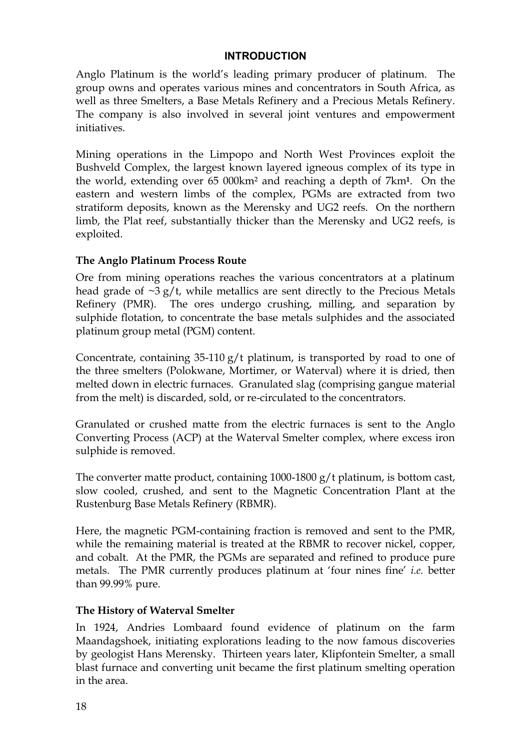## INTRODUCTION

Anglo Platinum is the world's leading primary producer of platinum. The group owns and operates various mines and concentrators in South Africa, as well as three Smelters, a Base Metals Refinery and a Precious Metals Refinery. The company is also involved in several joint ventures and empowerment initiatives.

Mining operations in the Limpopo and North West Provinces exploit the Bushveld Complex, the largest known layered igneous complex of its type in the world, extending over 65 000km$^2$ and reaching a depth of 7km[1]. On the eastern and western limbs of the complex, PGMs are extracted from two stratiform deposits, known as the Merensky and UG2 reefs. On the northern limb, the Plat reef, substantially thicker than the Merensky and UG2 reefs, is exploited.

### The Anglo Platinum Process Route

Ore from mining operations reaches the various concentrators at a platinum head grade of ~3 g/t, while metallics are sent directly to the Precious Metals Refinery (PMR). The ores undergo crushing, milling, and separation by sulphide flotation, to concentrate the base metals sulphides and the associated platinum group metal (PGM) content.

Concentrate, containing 35-110 g/t platinum, is transported by road to one of the three smelters (Polokwane, Mortimer, or Waterval) where it is dried, then melted down in electric furnaces. Granulated slag (comprising gangue material from the melt) is discarded, sold, or re-circulated to the concentrators.

Granulated or crushed matte from the electric furnaces is sent to the Anglo Converting Process (ACP) at the Waterval Smelter complex, where excess iron sulphide is removed.

The converter matte product, containing 1000-1800 g/t platinum, is bottom cast, slow cooled, crushed, and sent to the Magnetic Concentration Plant at the Rustenburg Base Metals Refinery (RBMR).

Here, the magnetic PGM-containing fraction is removed and sent to the PMR, while the remaining material is treated at the RBMR to recover nickel, copper, and cobalt. At the PMR, the PGMs are separated and refined to produce pure metals. The PMR currently produces platinum at 'four nines fine' *i.e.* better than 99.99% pure.

### The History of Waterval Smelter

In 1924, Andries Lombaard found evidence of platinum on the farm Maandagshoek, initiating explorations leading to the now famous discoveries by geologist Hans Merensky. Thirteen years later, Klipfontein Smelter, a small blast furnace and converting unit became the first platinum smelting operation in the area.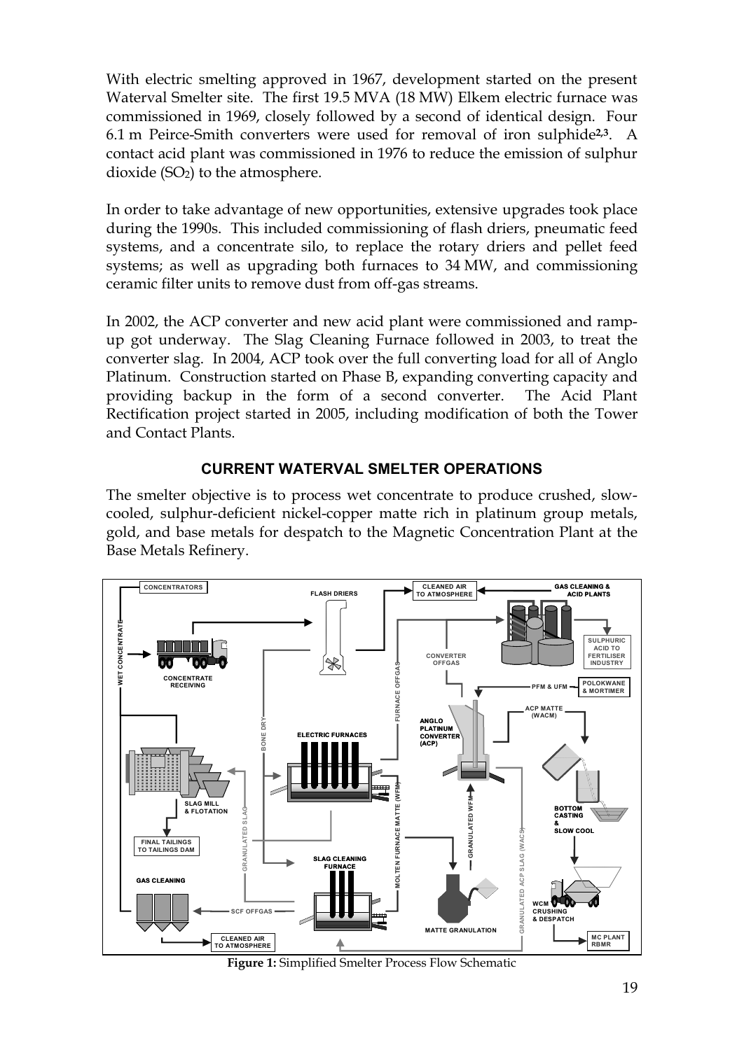With electric smelting approved in 1967, development started on the present Waterval Smelter site. The first 19.5 MVA (18 MW) Elkem electric furnace was commissioned in 1969, closely followed by a second of identical design. Four 6.1 m Peirce-Smith converters were used for removal of iron sulphide[2,3]. A contact acid plant was commissioned in 1976 to reduce the emission of sulphur dioxide ($SO_2$) to the atmosphere.

In order to take advantage of new opportunities, extensive upgrades took place during the 1990s. This included commissioning of flash driers, pneumatic feed systems, and a concentrate silo, to replace the rotary driers and pellet feed systems; as well as upgrading both furnaces to 34 MW, and commissioning ceramic filter units to remove dust from off-gas streams.

In 2002, the ACP converter and new acid plant were commissioned and ramp-up got underway. The Slag Cleaning Furnace followed in 2003, to treat the converter slag. In 2004, ACP took over the full converting load for all of Anglo Platinum. Construction started on Phase B, expanding converting capacity and providing backup in the form of a second converter. The Acid Plant Rectification project started in 2005, including modification of both the Tower and Contact Plants.

## CURRENT WATERVAL SMELTER OPERATIONS

The smelter objective is to process wet concentrate to produce crushed, slow-cooled, sulphur-deficient nickel-copper matte rich in platinum group metals, gold, and base metals for despatch to the Magnetic Concentration Plant at the Base Metals Refinery.

**Figure 1:** Simplified Smelter Process Flow Schematic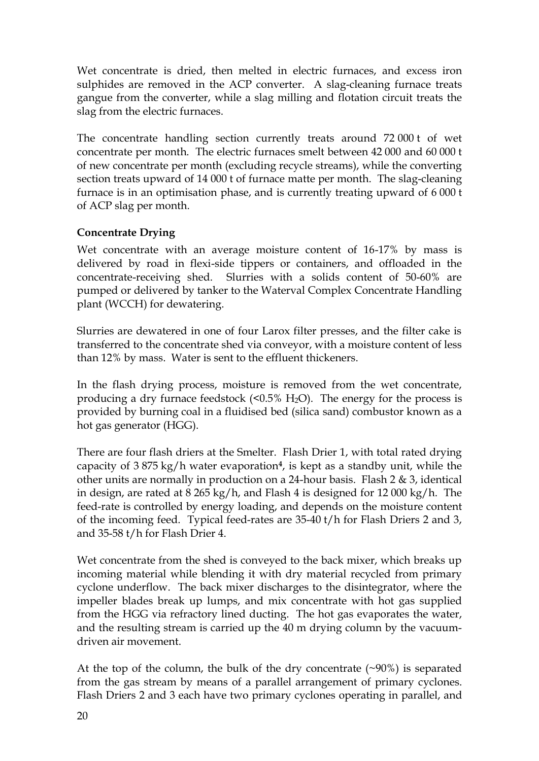Wet concentrate is dried, then melted in electric furnaces, and excess iron sulphides are removed in the ACP converter. A slag-cleaning furnace treats gangue from the converter, while a slag milling and flotation circuit treats the slag from the electric furnaces.

The concentrate handling section currently treats around 72 000 t of wet concentrate per month. The electric furnaces smelt between 42 000 and 60 000 t of new concentrate per month (excluding recycle streams), while the converting section treats upward of 14 000 t of furnace matte per month. The slag-cleaning furnace is in an optimisation phase, and is currently treating upward of 6 000 t of ACP slag per month.

**Concentrate Drying**

Wet concentrate with an average moisture content of 16-17% by mass is delivered by road in flexi-side tippers or containers, and offloaded in the concentrate-receiving shed. Slurries with a solids content of 50-60% are pumped or delivered by tanker to the Waterval Complex Concentrate Handling plant (WCCH) for dewatering.

Slurries are dewatered in one of four Larox filter presses, and the filter cake is transferred to the concentrate shed via conveyor, with a moisture content of less than 12% by mass. Water is sent to the effluent thickeners.

In the flash drying process, moisture is removed from the wet concentrate, producing a dry furnace feedstock (<0.5% $H_2O$). The energy for the process is provided by burning coal in a fluidised bed (silica sand) combustor known as a hot gas generator (HGG).

There are four flash driers at the Smelter. Flash Drier 1, with total rated drying capacity of 3 875 kg/h water evaporation[4], is kept as a standby unit, while the other units are normally in production on a 24-hour basis. Flash 2 & 3, identical in design, are rated at 8 265 kg/h, and Flash 4 is designed for 12 000 kg/h. The feed-rate is controlled by energy loading, and depends on the moisture content of the incoming feed. Typical feed-rates are 35-40 t/h for Flash Driers 2 and 3, and 35-58 t/h for Flash Drier 4.

Wet concentrate from the shed is conveyed to the back mixer, which breaks up incoming material while blending it with dry material recycled from primary cyclone underflow. The back mixer discharges to the disintegrator, where the impeller blades break up lumps, and mix concentrate with hot gas supplied from the HGG via refractory lined ducting. The hot gas evaporates the water, and the resulting stream is carried up the 40 m drying column by the vacuum-driven air movement.

At the top of the column, the bulk of the dry concentrate (~90%) is separated from the gas stream by means of a parallel arrangement of primary cyclones. Flash Driers 2 and 3 each have two primary cyclones operating in parallel, and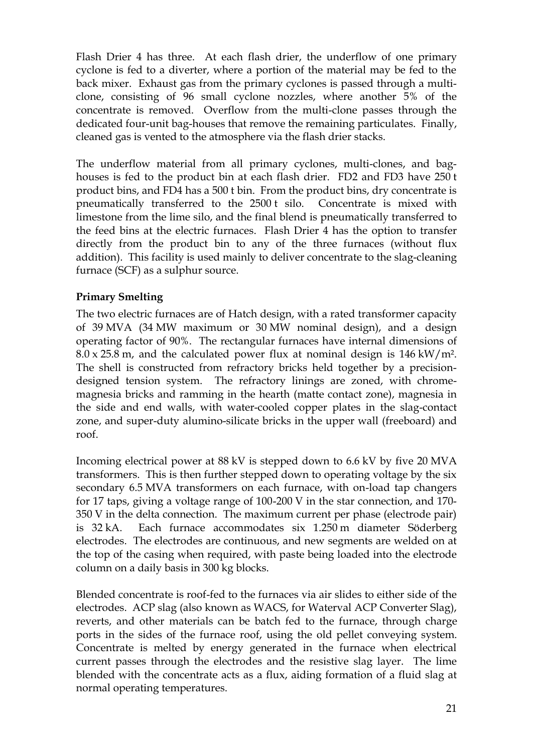Flash Drier 4 has three. At each flash drier, the underflow of one primary cyclone is fed to a diverter, where a portion of the material may be fed to the back mixer. Exhaust gas from the primary cyclones is passed through a multi-clone, consisting of 96 small cyclone nozzles, where another 5% of the concentrate is removed. Overflow from the multi-clone passes through the dedicated four-unit bag-houses that remove the remaining particulates. Finally, cleaned gas is vented to the atmosphere via the flash drier stacks.

The underflow material from all primary cyclones, multi-clones, and bag-houses is fed to the product bin at each flash drier. FD2 and FD3 have 250 t product bins, and FD4 has a 500 t bin. From the product bins, dry concentrate is pneumatically transferred to the 2500 t silo. Concentrate is mixed with limestone from the lime silo, and the final blend is pneumatically transferred to the feed bins at the electric furnaces. Flash Drier 4 has the option to transfer directly from the product bin to any of the three furnaces (without flux addition). This facility is used mainly to deliver concentrate to the slag-cleaning furnace (SCF) as a sulphur source.

**Primary Smelting**

The two electric furnaces are of Hatch design, with a rated transformer capacity of 39 MVA (34 MW maximum or 30 MW nominal design), and a design operating factor of 90%. The rectangular furnaces have internal dimensions of 8.0 x 25.8 m, and the calculated power flux at nominal design is 146 kW/m². The shell is constructed from refractory bricks held together by a precision-designed tension system. The refractory linings are zoned, with chrome-magnesia bricks and ramming in the hearth (matte contact zone), magnesia in the side and end walls, with water-cooled copper plates in the slag-contact zone, and super-duty alumino-silicate bricks in the upper wall (freeboard) and roof.

Incoming electrical power at 88 kV is stepped down to 6.6 kV by five 20 MVA transformers. This is then further stepped down to operating voltage by the six secondary 6.5 MVA transformers on each furnace, with on-load tap changers for 17 taps, giving a voltage range of 100-200 V in the star connection, and 170-350 V in the delta connection. The maximum current per phase (electrode pair) is 32 kA. Each furnace accommodates six 1.250 m diameter Söderberg electrodes. The electrodes are continuous, and new segments are welded on at the top of the casing when required, with paste being loaded into the electrode column on a daily basis in 300 kg blocks.

Blended concentrate is roof-fed to the furnaces via air slides to either side of the electrodes. ACP slag (also known as WACS, for Waterval ACP Converter Slag), reverts, and other materials can be batch fed to the furnace, through charge ports in the sides of the furnace roof, using the old pellet conveying system. Concentrate is melted by energy generated in the furnace when electrical current passes through the electrodes and the resistive slag layer. The lime blended with the concentrate acts as a flux, aiding formation of a fluid slag at normal operating temperatures.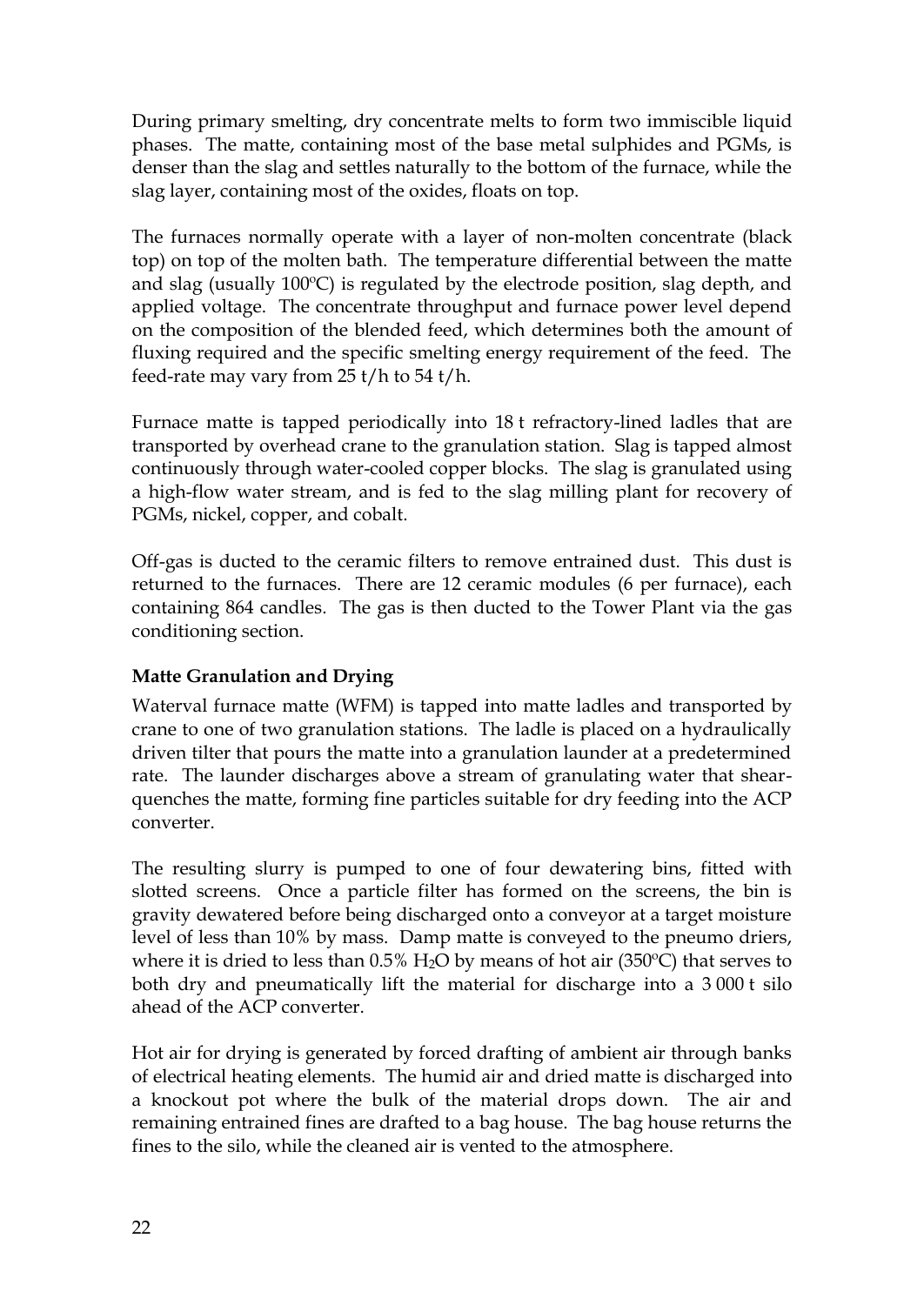During primary smelting, dry concentrate melts to form two immiscible liquid phases. The matte, containing most of the base metal sulphides and PGMs, is denser than the slag and settles naturally to the bottom of the furnace, while the slag layer, containing most of the oxides, floats on top.

The furnaces normally operate with a layer of non-molten concentrate (black top) on top of the molten bath. The temperature differential between the matte and slag (usually 100ºC) is regulated by the electrode position, slag depth, and applied voltage. The concentrate throughput and furnace power level depend on the composition of the blended feed, which determines both the amount of fluxing required and the specific smelting energy requirement of the feed. The feed-rate may vary from 25 t/h to 54 t/h.

Furnace matte is tapped periodically into 18 t refractory-lined ladles that are transported by overhead crane to the granulation station. Slag is tapped almost continuously through water-cooled copper blocks. The slag is granulated using a high-flow water stream, and is fed to the slag milling plant for recovery of PGMs, nickel, copper, and cobalt.

Off-gas is ducted to the ceramic filters to remove entrained dust. This dust is returned to the furnaces. There are 12 ceramic modules (6 per furnace), each containing 864 candles. The gas is then ducted to the Tower Plant via the gas conditioning section.

**Matte Granulation and Drying**

Waterval furnace matte (WFM) is tapped into matte ladles and transported by crane to one of two granulation stations. The ladle is placed on a hydraulically driven tilter that pours the matte into a granulation launder at a predetermined rate. The launder discharges above a stream of granulating water that shear-quenches the matte, forming fine particles suitable for dry feeding into the ACP converter.

The resulting slurry is pumped to one of four dewatering bins, fitted with slotted screens. Once a particle filter has formed on the screens, the bin is gravity dewatered before being discharged onto a conveyor at a target moisture level of less than 10% by mass. Damp matte is conveyed to the pneumo driers, where it is dried to less than 0.5% $H_2O$ by means of hot air (350ºC) that serves to both dry and pneumatically lift the material for discharge into a 3 000 t silo ahead of the ACP converter.

Hot air for drying is generated by forced drafting of ambient air through banks of electrical heating elements. The humid air and dried matte is discharged into a knockout pot where the bulk of the material drops down. The air and remaining entrained fines are drafted to a bag house. The bag house returns the fines to the silo, while the cleaned air is vented to the atmosphere.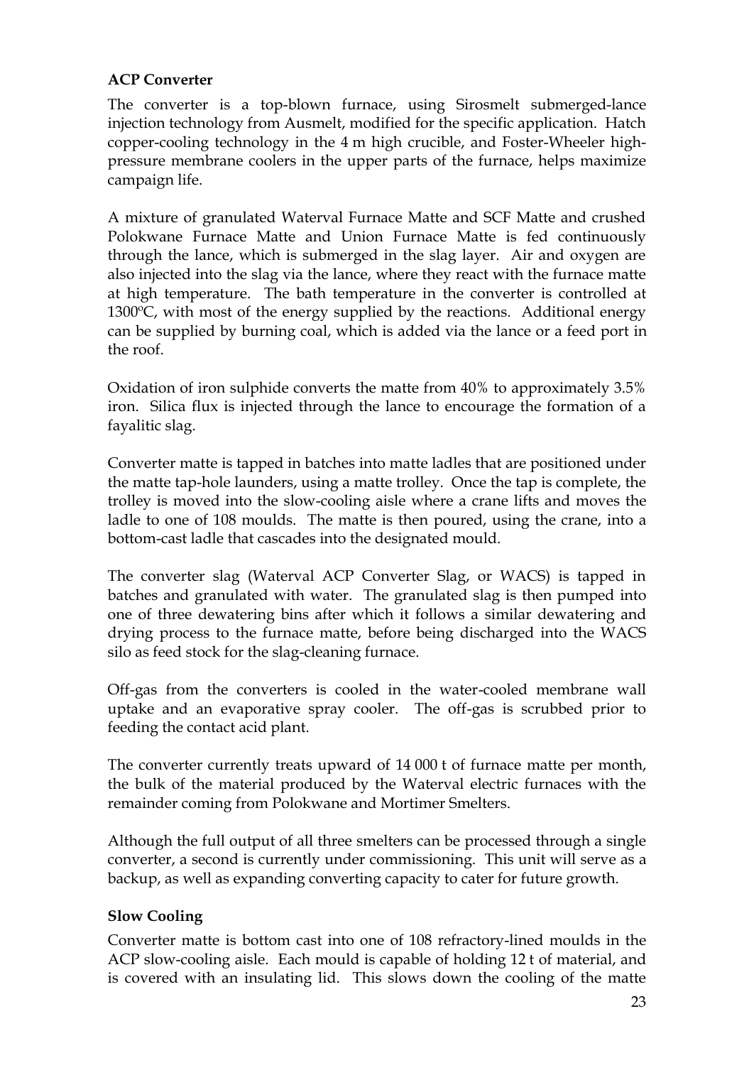**ACP Converter**

The converter is a top-blown furnace, using Sirosmelt submerged-lance injection technology from Ausmelt, modified for the specific application. Hatch copper-cooling technology in the 4 m high crucible, and Foster-Wheeler high-pressure membrane coolers in the upper parts of the furnace, helps maximize campaign life.

A mixture of granulated Waterval Furnace Matte and SCF Matte and crushed Polokwane Furnace Matte and Union Furnace Matte is fed continuously through the lance, which is submerged in the slag layer. Air and oxygen are also injected into the slag via the lance, where they react with the furnace matte at high temperature. The bath temperature in the converter is controlled at 1300ºC, with most of the energy supplied by the reactions. Additional energy can be supplied by burning coal, which is added via the lance or a feed port in the roof.

Oxidation of iron sulphide converts the matte from 40% to approximately 3.5% iron. Silica flux is injected through the lance to encourage the formation of a fayalitic slag.

Converter matte is tapped in batches into matte ladles that are positioned under the matte tap-hole launders, using a matte trolley. Once the tap is complete, the trolley is moved into the slow-cooling aisle where a crane lifts and moves the ladle to one of 108 moulds. The matte is then poured, using the crane, into a bottom-cast ladle that cascades into the designated mould.

The converter slag (Waterval ACP Converter Slag, or WACS) is tapped in batches and granulated with water. The granulated slag is then pumped into one of three dewatering bins after which it follows a similar dewatering and drying process to the furnace matte, before being discharged into the WACS silo as feed stock for the slag-cleaning furnace.

Off-gas from the converters is cooled in the water-cooled membrane wall uptake and an evaporative spray cooler. The off-gas is scrubbed prior to feeding the contact acid plant.

The converter currently treats upward of 14 000 t of furnace matte per month, the bulk of the material produced by the Waterval electric furnaces with the remainder coming from Polokwane and Mortimer Smelters.

Although the full output of all three smelters can be processed through a single converter, a second is currently under commissioning. This unit will serve as a backup, as well as expanding converting capacity to cater for future growth.

**Slow Cooling**

Converter matte is bottom cast into one of 108 refractory-lined moulds in the ACP slow-cooling aisle. Each mould is capable of holding 12 t of material, and is covered with an insulating lid. This slows down the cooling of the matte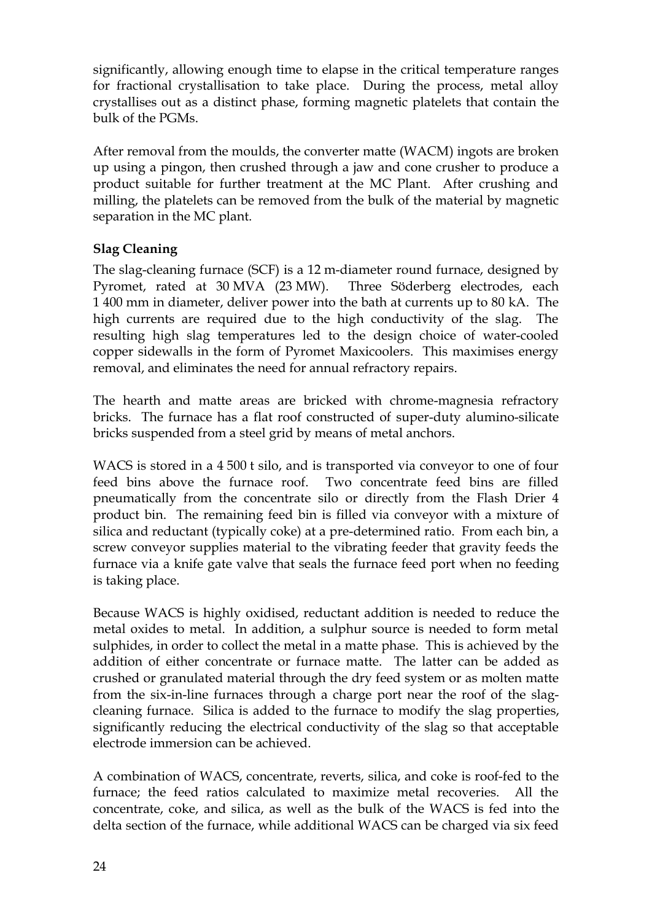significantly, allowing enough time to elapse in the critical temperature ranges for fractional crystallisation to take place. During the process, metal alloy crystallises out as a distinct phase, forming magnetic platelets that contain the bulk of the PGMs.

After removal from the moulds, the converter matte (WACM) ingots are broken up using a pingon, then crushed through a jaw and cone crusher to produce a product suitable for further treatment at the MC Plant. After crushing and milling, the platelets can be removed from the bulk of the material by magnetic separation in the MC plant.

**Slag Cleaning**

The slag-cleaning furnace (SCF) is a 12 m-diameter round furnace, designed by Pyromet, rated at 30 MVA (23 MW). Three Söderberg electrodes, each 1 400 mm in diameter, deliver power into the bath at currents up to 80 kA. The high currents are required due to the high conductivity of the slag. The resulting high slag temperatures led to the design choice of water-cooled copper sidewalls in the form of Pyromet Maxicoolers. This maximises energy removal, and eliminates the need for annual refractory repairs.

The hearth and matte areas are bricked with chrome-magnesia refractory bricks. The furnace has a flat roof constructed of super-duty alumino-silicate bricks suspended from a steel grid by means of metal anchors.

WACS is stored in a 4 500 t silo, and is transported via conveyor to one of four feed bins above the furnace roof. Two concentrate feed bins are filled pneumatically from the concentrate silo or directly from the Flash Drier 4 product bin. The remaining feed bin is filled via conveyor with a mixture of silica and reductant (typically coke) at a pre-determined ratio. From each bin, a screw conveyor supplies material to the vibrating feeder that gravity feeds the furnace via a knife gate valve that seals the furnace feed port when no feeding is taking place.

Because WACS is highly oxidised, reductant addition is needed to reduce the metal oxides to metal. In addition, a sulphur source is needed to form metal sulphides, in order to collect the metal in a matte phase. This is achieved by the addition of either concentrate or furnace matte. The latter can be added as crushed or granulated material through the dry feed system or as molten matte from the six-in-line furnaces through a charge port near the roof of the slag-cleaning furnace. Silica is added to the furnace to modify the slag properties, significantly reducing the electrical conductivity of the slag so that acceptable electrode immersion can be achieved.

A combination of WACS, concentrate, reverts, silica, and coke is roof-fed to the furnace; the feed ratios calculated to maximize metal recoveries. All the concentrate, coke, and silica, as well as the bulk of the WACS is fed into the delta section of the furnace, while additional WACS can be charged via six feed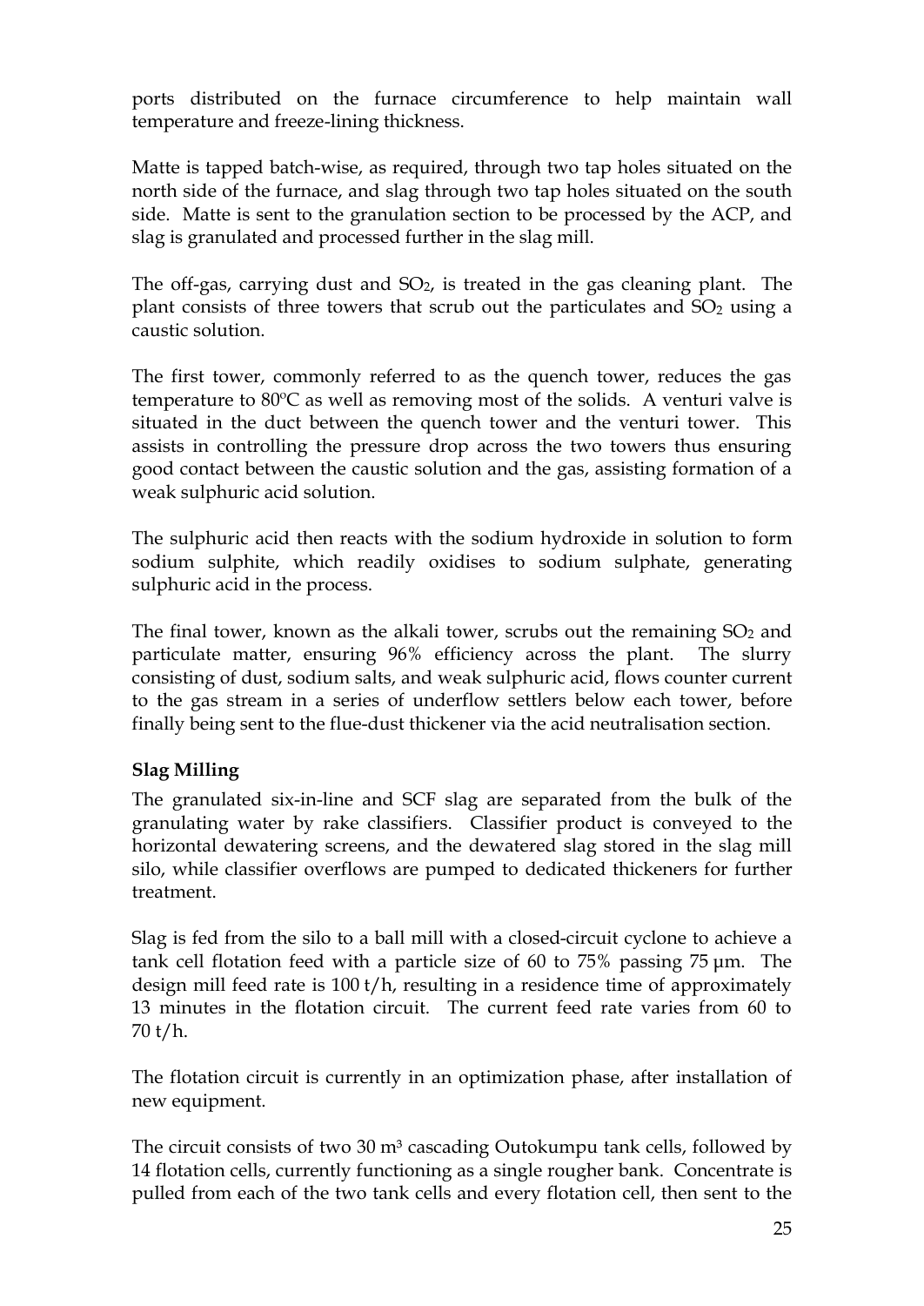ports distributed on the furnace circumference to help maintain wall temperature and freeze-lining thickness.

Matte is tapped batch-wise, as required, through two tap holes situated on the north side of the furnace, and slag through two tap holes situated on the south side. Matte is sent to the granulation section to be processed by the ACP, and slag is granulated and processed further in the slag mill.

The off-gas, carrying dust and $SO_2$, is treated in the gas cleaning plant. The plant consists of three towers that scrub out the particulates and $SO_2$ using a caustic solution.

The first tower, commonly referred to as the quench tower, reduces the gas temperature to 80ºC as well as removing most of the solids. A venturi valve is situated in the duct between the quench tower and the venturi tower. This assists in controlling the pressure drop across the two towers thus ensuring good contact between the caustic solution and the gas, assisting formation of a weak sulphuric acid solution.

The sulphuric acid then reacts with the sodium hydroxide in solution to form sodium sulphite, which readily oxidises to sodium sulphate, generating sulphuric acid in the process.

The final tower, known as the alkali tower, scrubs out the remaining $SO_2$ and particulate matter, ensuring 96% efficiency across the plant. The slurry consisting of dust, sodium salts, and weak sulphuric acid, flows counter current to the gas stream in a series of underflow settlers below each tower, before finally being sent to the flue-dust thickener via the acid neutralisation section.

**Slag Milling**

The granulated six-in-line and SCF slag are separated from the bulk of the granulating water by rake classifiers. Classifier product is conveyed to the horizontal dewatering screens, and the dewatered slag stored in the slag mill silo, while classifier overflows are pumped to dedicated thickeners for further treatment.

Slag is fed from the silo to a ball mill with a closed-circuit cyclone to achieve a tank cell flotation feed with a particle size of 60 to 75% passing 75 µm. The design mill feed rate is 100 t/h, resulting in a residence time of approximately 13 minutes in the flotation circuit. The current feed rate varies from 60 to 70 t/h.

The flotation circuit is currently in an optimization phase, after installation of new equipment.

The circuit consists of two 30 m$^3$ cascading Outokumpu tank cells, followed by 14 flotation cells, currently functioning as a single rougher bank. Concentrate is pulled from each of the two tank cells and every flotation cell, then sent to the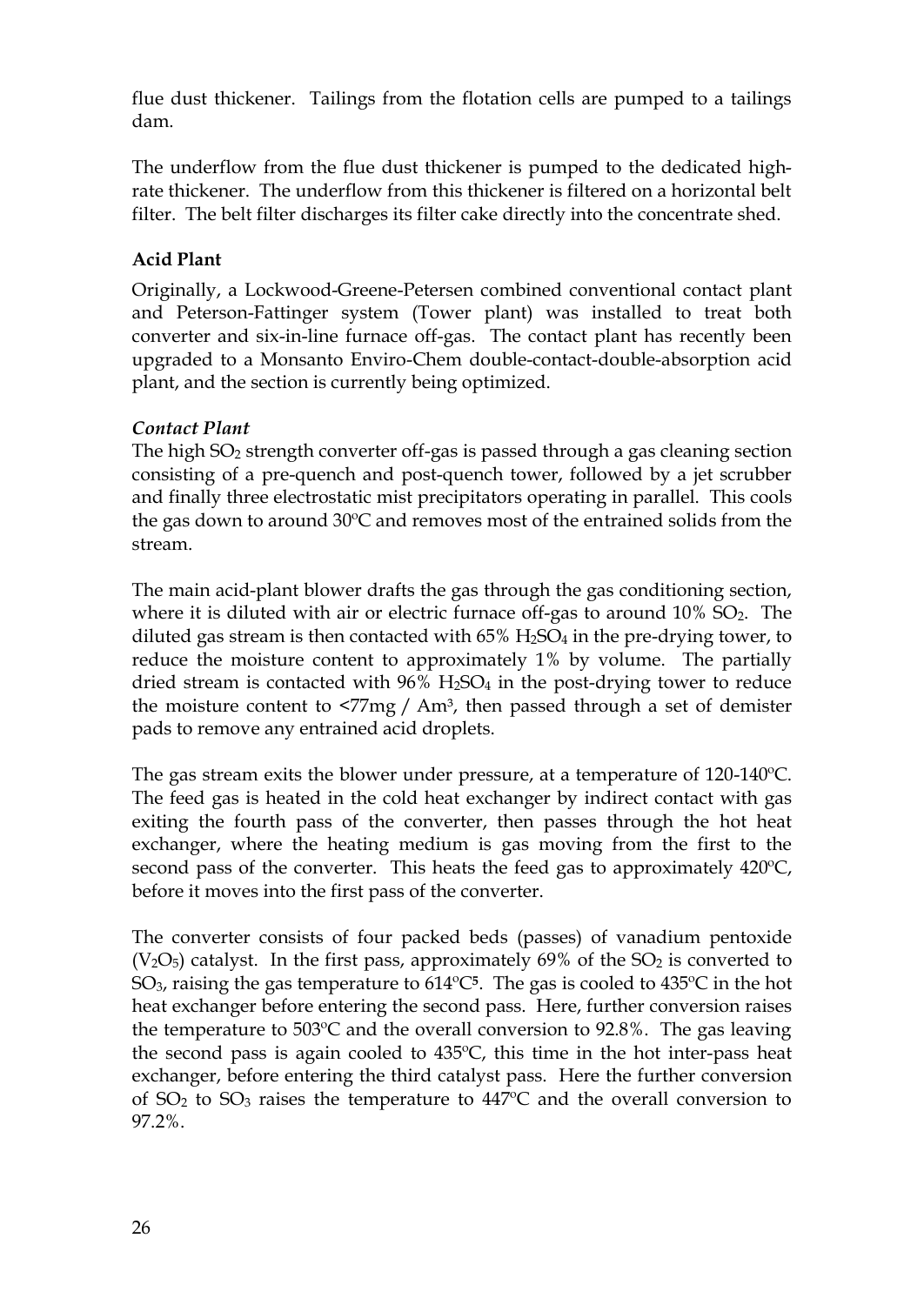flue dust thickener. Tailings from the flotation cells are pumped to a tailings dam.

The underflow from the flue dust thickener is pumped to the dedicated high-rate thickener. The underflow from this thickener is filtered on a horizontal belt filter. The belt filter discharges its filter cake directly into the concentrate shed.

### Acid Plant

Originally, a Lockwood-Greene-Petersen combined conventional contact plant and Peterson-Fattinger system (Tower plant) was installed to treat both converter and six-in-line furnace off-gas. The contact plant has recently been upgraded to a Monsanto Enviro-Chem double-contact-double-absorption acid plant, and the section is currently being optimized.

#### *Contact Plant*

The high $SO_2$ strength converter off-gas is passed through a gas cleaning section consisting of a pre-quench and post-quench tower, followed by a jet scrubber and finally three electrostatic mist precipitators operating in parallel. This cools the gas down to around 30ºC and removes most of the entrained solids from the stream.

The main acid-plant blower drafts the gas through the gas conditioning section, where it is diluted with air or electric furnace off-gas to around 10% $SO_2$. The diluted gas stream is then contacted with 65% $H_2SO_4$ in the pre-drying tower, to reduce the moisture content to approximately 1% by volume. The partially dried stream is contacted with 96% $H_2SO_4$ in the post-drying tower to reduce the moisture content to <77mg / $Am^3$, then passed through a set of demister pads to remove any entrained acid droplets.

The gas stream exits the blower under pressure, at a temperature of 120-140ºC. The feed gas is heated in the cold heat exchanger by indirect contact with gas exiting the fourth pass of the converter, then passes through the hot heat exchanger, where the heating medium is gas moving from the first to the second pass of the converter. This heats the feed gas to approximately 420ºC, before it moves into the first pass of the converter.

The converter consists of four packed beds (passes) of vanadium pentoxide ($V_2O_5$) catalyst. In the first pass, approximately 69% of the $SO_2$ is converted to $SO_3$, raising the gas temperature to 614ºC[5]. The gas is cooled to 435ºC in the hot heat exchanger before entering the second pass. Here, further conversion raises the temperature to 503ºC and the overall conversion to 92.8%. The gas leaving the second pass is again cooled to 435ºC, this time in the hot inter-pass heat exchanger, before entering the third catalyst pass. Here the further conversion of $SO_2$ to $SO_3$ raises the temperature to 447ºC and the overall conversion to 97.2%.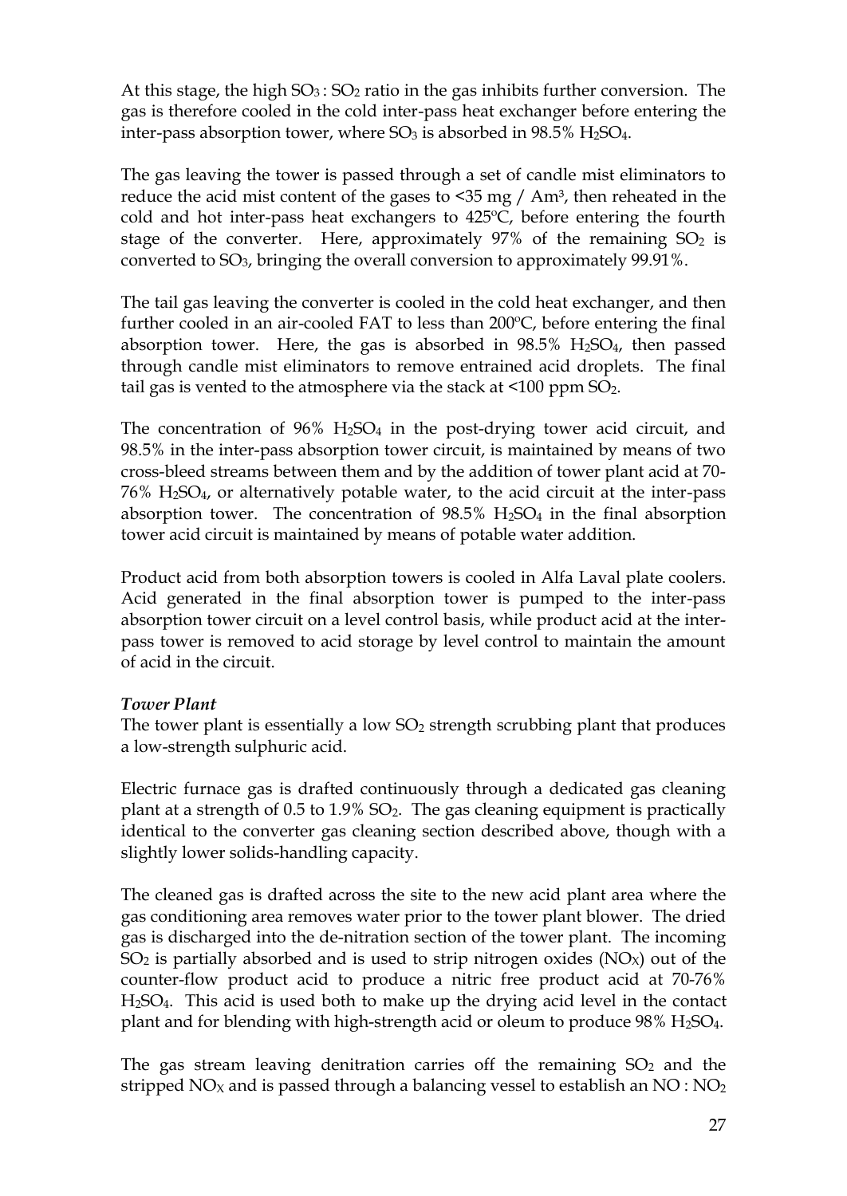At this stage, the high $SO_3 : SO_2$ ratio in the gas inhibits further conversion. The gas is therefore cooled in the cold inter-pass heat exchanger before entering the inter-pass absorption tower, where $SO_3$ is absorbed in 98.5% $H_2SO_4$.

The gas leaving the tower is passed through a set of candle mist eliminators to reduce the acid mist content of the gases to <35 mg / $Am^3$, then reheated in the cold and hot inter-pass heat exchangers to 425ºC, before entering the fourth stage of the converter. Here, approximately 97% of the remaining $SO_2$ is converted to $SO_3$, bringing the overall conversion to approximately 99.91%.

The tail gas leaving the converter is cooled in the cold heat exchanger, and then further cooled in an air-cooled FAT to less than 200ºC, before entering the final absorption tower. Here, the gas is absorbed in 98.5% $H_2SO_4$, then passed through candle mist eliminators to remove entrained acid droplets. The final tail gas is vented to the atmosphere via the stack at <100 ppm $SO_2$.

The concentration of 96% $H_2SO_4$ in the post-drying tower acid circuit, and 98.5% in the inter-pass absorption tower circuit, is maintained by means of two cross-bleed streams between them and by the addition of tower plant acid at 70-76% $H_2SO_4$, or alternatively potable water, to the acid circuit at the inter-pass absorption tower. The concentration of 98.5% $H_2SO_4$ in the final absorption tower acid circuit is maintained by means of potable water addition.

Product acid from both absorption towers is cooled in Alfa Laval plate coolers. Acid generated in the final absorption tower is pumped to the inter-pass absorption tower circuit on a level control basis, while product acid at the inter-pass tower is removed to acid storage by level control to maintain the amount of acid in the circuit.

***Tower Plant***

The tower plant is essentially a low $SO_2$ strength scrubbing plant that produces a low-strength sulphuric acid.

Electric furnace gas is drafted continuously through a dedicated gas cleaning plant at a strength of 0.5 to 1.9% $SO_2$. The gas cleaning equipment is practically identical to the converter gas cleaning section described above, though with a slightly lower solids-handling capacity.

The cleaned gas is drafted across the site to the new acid plant area where the gas conditioning area removes water prior to the tower plant blower. The dried gas is discharged into the de-nitration section of the tower plant. The incoming $SO_2$ is partially absorbed and is used to strip nitrogen oxides ($NO_X$) out of the counter-flow product acid to produce a nitric free product acid at 70-76% $H_2SO_4$. This acid is used both to make up the drying acid level in the contact plant and for blending with high-strength acid or oleum to produce 98% $H_2SO_4$.

The gas stream leaving denitration carries off the remaining $SO_2$ and the stripped $NO_X$ and is passed through a balancing vessel to establish an $NO : NO_2$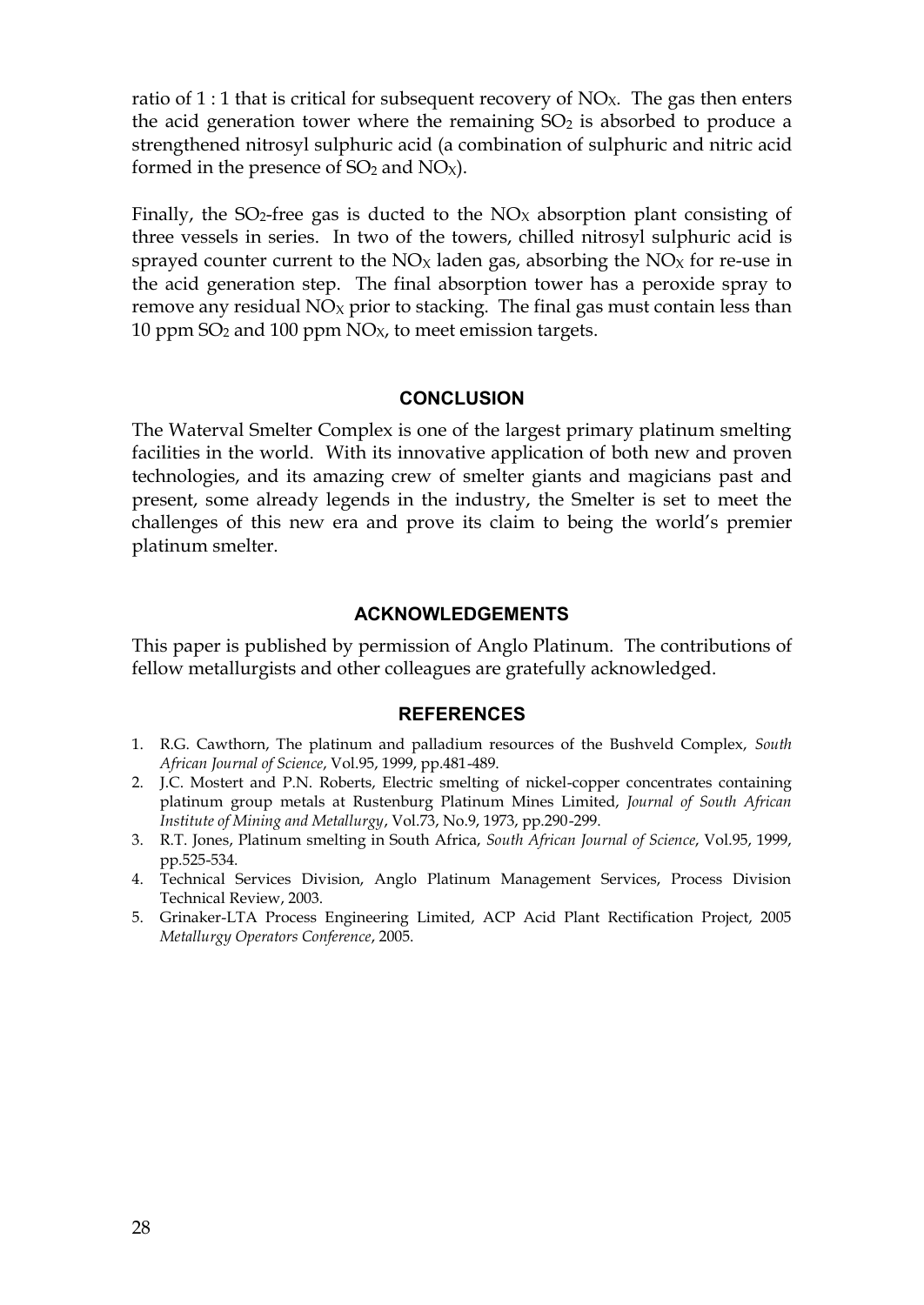ratio of 1 : 1 that is critical for subsequent recovery of $NO_X$. The gas then enters the acid generation tower where the remaining $SO_2$ is absorbed to produce a strengthened nitrosyl sulphuric acid (a combination of sulphuric and nitric acid formed in the presence of $SO_2$ and $NO_X$).

Finally, the $SO_2$-free gas is ducted to the $NO_X$ absorption plant consisting of three vessels in series. In two of the towers, chilled nitrosyl sulphuric acid is sprayed counter current to the $NO_X$ laden gas, absorbing the $NO_X$ for re-use in the acid generation step. The final absorption tower has a peroxide spray to remove any residual $NO_X$ prior to stacking. The final gas must contain less than 10 ppm $SO_2$ and 100 ppm $NO_X$, to meet emission targets.

## CONCLUSION

The Waterval Smelter Complex is one of the largest primary platinum smelting facilities in the world. With its innovative application of both new and proven technologies, and its amazing crew of smelter giants and magicians past and present, some already legends in the industry, the Smelter is set to meet the challenges of this new era and prove its claim to being the world's premier platinum smelter.

## ACKNOWLEDGEMENTS

This paper is published by permission of Anglo Platinum. The contributions of fellow metallurgists and other colleagues are gratefully acknowledged.

## REFERENCES

1. R.G. Cawthorn, The platinum and palladium resources of the Bushveld Complex, *South African Journal of Science*, Vol.95, 1999, pp.481-489.
2. J.C. Mostert and P.N. Roberts, Electric smelting of nickel-copper concentrates containing platinum group metals at Rustenburg Platinum Mines Limited, *Journal of South African Institute of Mining and Metallurgy*, Vol.73, No.9, 1973, pp.290-299.
3. R.T. Jones, Platinum smelting in South Africa, *South African Journal of Science*, Vol.95, 1999, pp.525-534.
4. Technical Services Division, Anglo Platinum Management Services, Process Division Technical Review, 2003.
5. Grinaker-LTA Process Engineering Limited, ACP Acid Plant Rectification Project, 2005 *Metallurgy Operators Conference*, 2005.